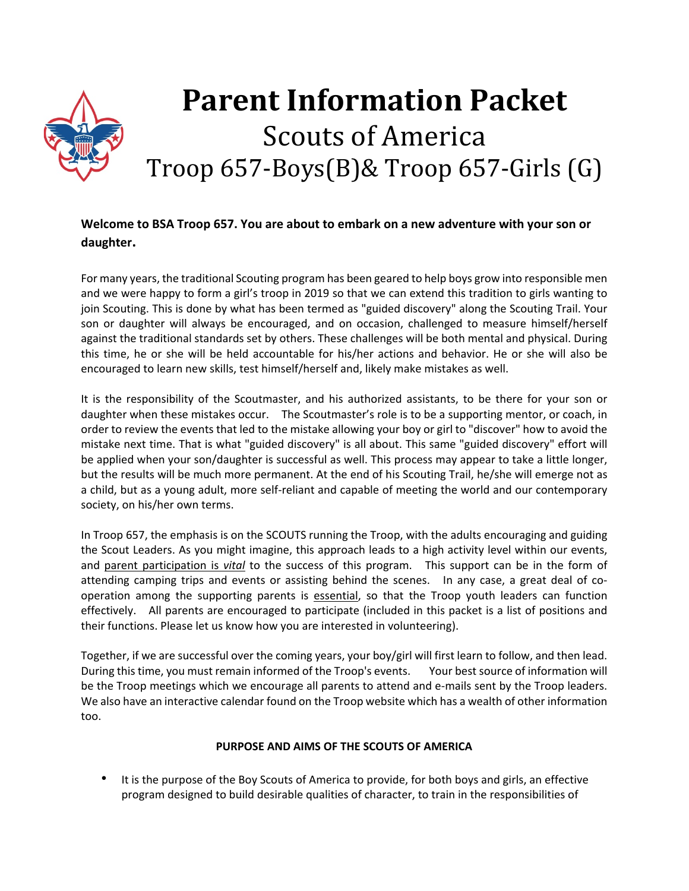# Parent Information Packet

## Scouts of America

## Troop 657-Boys(B)& Troop 657-Girls (G)

**Welcome to BSA Troop 657. You are about to embark on a new adventure with your son or daughter.**

For many years, the traditional Scouting program has been geared to help boys grow into responsible men and we were happy to form a girl's troop in 2019 so that we can extend this tradition to girls wanting to join Scouting. This is done by what has been termed as "guided discovery" along the Scouting Trail. Your son or daughter will always be encouraged, and on occasion, challenged to measure himself/herself against the traditional standards set by others. These challenges will be both mental and physical. During this time, he or she will be held accountable for his/her actions and behavior. He or she will also be encouraged to learn new skills, test himself/herself and, likely make mistakes as well.

It is the responsibility of the Scoutmaster, and his authorized assistants, to be there for your son or daughter when these mistakes occur. The Scoutmaster's role is to be a supporting mentor, or coach, in order to review the events that led to the mistake allowing your boy or girl to "discover" how to avoid the mistake next time. That is what "guided discovery" is all about. This same "guided discovery" effort will be applied when your son/daughter is successful as well. This process may appear to take a little longer, but the results will be much more permanent. At the end of his Scouting Trail, he/she will emerge not as a child, but as a young adult, more self-reliant and capable of meeting the world and our contemporary society, on his/her own terms.

In Troop 657, the emphasis is on the SCOUTS running the Troop, with the adults encouraging and guiding the Scout Leaders. As you might imagine, this approach leads to a high activity level within our events, and parent participation is *vital* to the success of this program. This support can be in the form of attending camping trips and events or assisting behind the scenes. In any case, a great deal of co-operation among the supporting parents is essential, so that the Troop youth leaders can function effectively. All parents are encouraged to participate (included in this packet is a list of positions and their functions. Please let us know how you are interested in volunteering).

Together, if we are successful over the coming years, your boy/girl will first learn to follow, and then lead. During this time, you must remain informed of the Troop's events. Your best source of information will be the Troop meetings which we encourage all parents to attend and e-mails sent by the Troop leaders. We also have an interactive calendar found on the Troop website which has a wealth of other information too.

**PURPOSE AND AIMS OF THE SCOUTS OF AMERICA**

- It is the purpose of the Boy Scouts of America to provide, for both boys and girls, an effective program designed to build desirable qualities of character, to train in the responsibilities of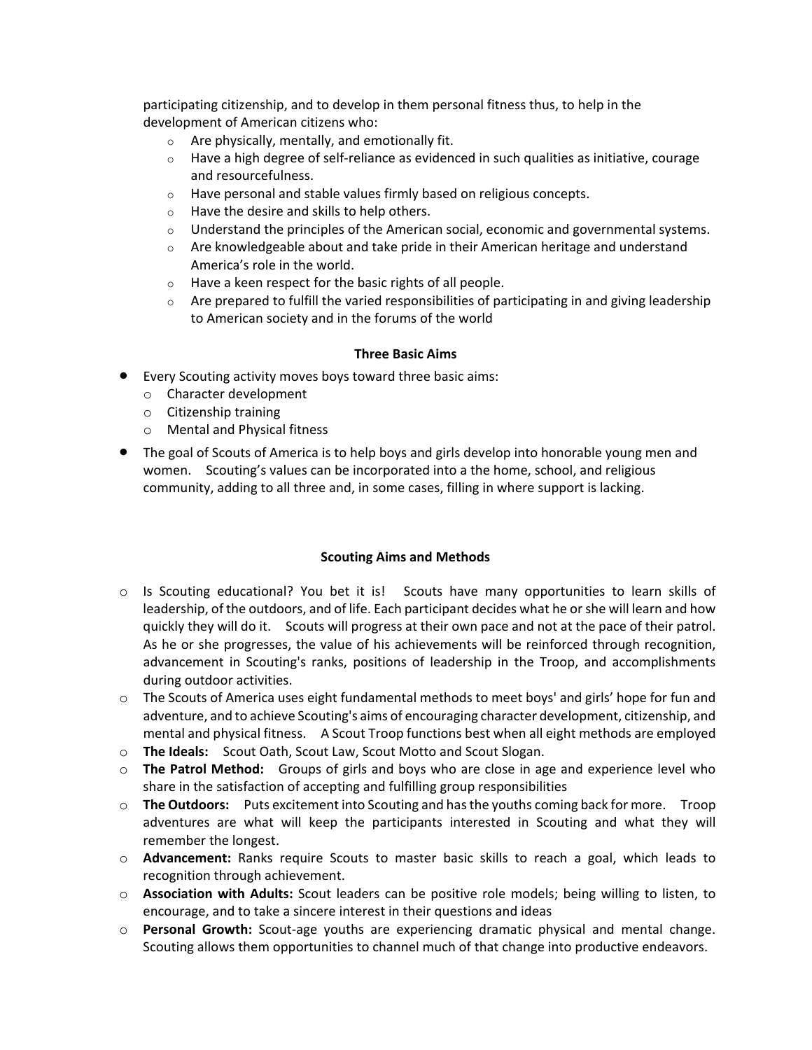participating citizenship, and to develop in them personal fitness thus, to help in the development of American citizens who:

- Are physically, mentally, and emotionally fit.
- Have a high degree of self-reliance as evidenced in such qualities as initiative, courage and resourcefulness.
- Have personal and stable values firmly based on religious concepts.
- Have the desire and skills to help others.
- Understand the principles of the American social, economic and governmental systems.
- Are knowledgeable about and take pride in their American heritage and understand America's role in the world.
- Have a keen respect for the basic rights of all people.
- Are prepared to fulfill the varied responsibilities of participating in and giving leadership to American society and in the forums of the world

## Three Basic Aims

- Every Scouting activity moves boys toward three basic aims:
  - Character development
  - Citizenship training
  - Mental and Physical fitness
- The goal of Scouts of America is to help boys and girls develop into honorable young men and women. Scouting's values can be incorporated into a the home, school, and religious community, adding to all three and, in some cases, filling in where support is lacking.

## Scouting Aims and Methods

- Is Scouting educational? You bet it is! Scouts have many opportunities to learn skills of leadership, of the outdoors, and of life. Each participant decides what he or she will learn and how quickly they will do it. Scouts will progress at their own pace and not at the pace of their patrol. As he or she progresses, the value of his achievements will be reinforced through recognition, advancement in Scouting's ranks, positions of leadership in the Troop, and accomplishments during outdoor activities.
- The Scouts of America uses eight fundamental methods to meet boys' and girls' hope for fun and adventure, and to achieve Scouting's aims of encouraging character development, citizenship, and mental and physical fitness. A Scout Troop functions best when all eight methods are employed
- **The Ideals:** Scout Oath, Scout Law, Scout Motto and Scout Slogan.
- **The Patrol Method:** Groups of girls and boys who are close in age and experience level who share in the satisfaction of accepting and fulfilling group responsibilities
- **The Outdoors:** Puts excitement into Scouting and has the youths coming back for more. Troop adventures are what will keep the participants interested in Scouting and what they will remember the longest.
- **Advancement:** Ranks require Scouts to master basic skills to reach a goal, which leads to recognition through achievement.
- **Association with Adults:** Scout leaders can be positive role models; being willing to listen, to encourage, and to take a sincere interest in their questions and ideas
- **Personal Growth:** Scout-age youths are experiencing dramatic physical and mental change. Scouting allows them opportunities to channel much of that change into productive endeavors.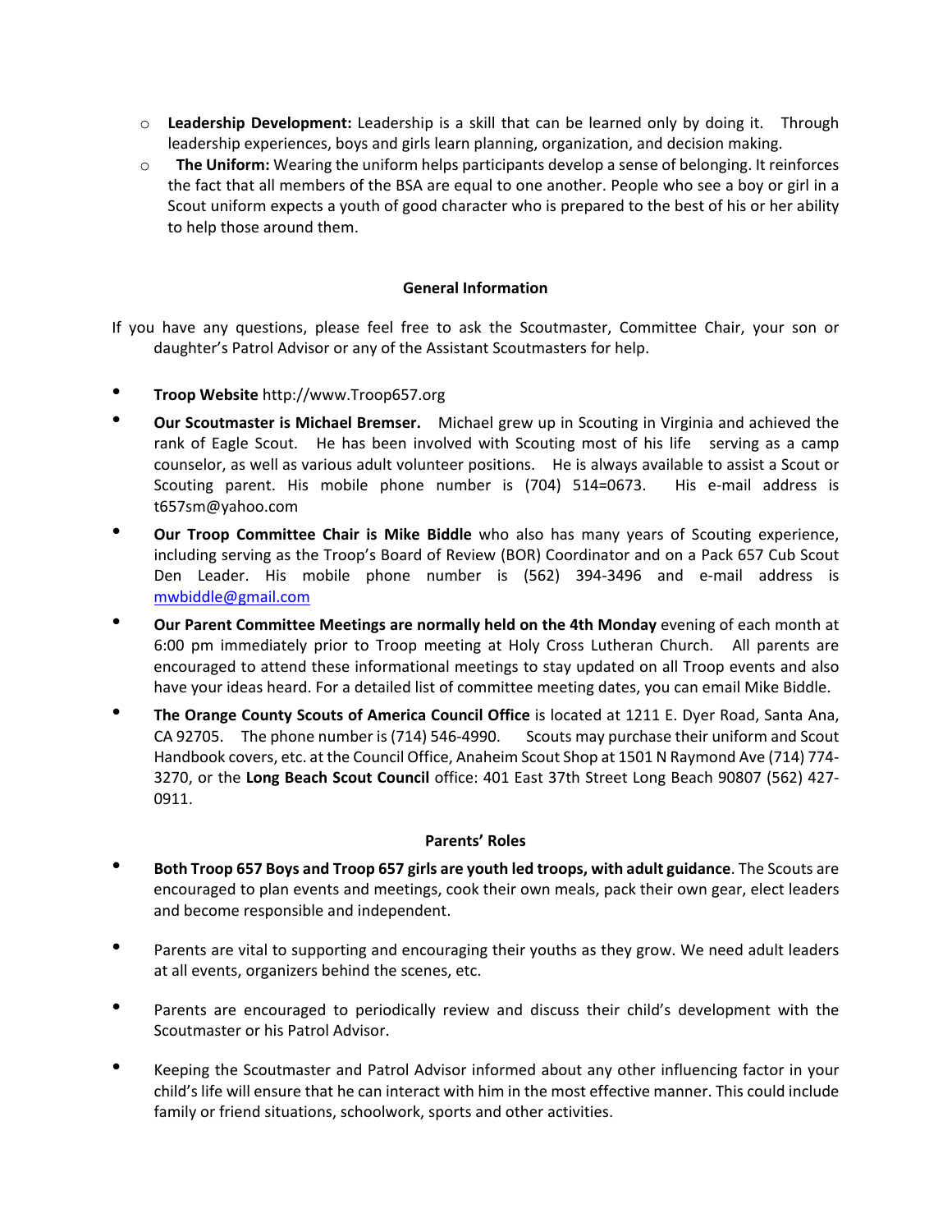- **Leadership Development:** Leadership is a skill that can be learned only by doing it. Through leadership experiences, boys and girls learn planning, organization, and decision making.
- **The Uniform:** Wearing the uniform helps participants develop a sense of belonging. It reinforces the fact that all members of the BSA are equal to one another. People who see a boy or girl in a Scout uniform expects a youth of good character who is prepared to the best of his or her ability to help those around them.

## General Information

If you have any questions, please feel free to ask the Scoutmaster, Committee Chair, your son or daughter's Patrol Advisor or any of the Assistant Scoutmasters for help.

- **Troop Website** http://www.Troop657.org
- **Our Scoutmaster is Michael Bremser.** Michael grew up in Scouting in Virginia and achieved the rank of Eagle Scout. He has been involved with Scouting most of his life serving as a camp counselor, as well as various adult volunteer positions. He is always available to assist a Scout or Scouting parent. His mobile phone number is (704) 514=0673. His e-mail address is t657sm@yahoo.com
- **Our Troop Committee Chair is Mike Biddle** who also has many years of Scouting experience, including serving as the Troop's Board of Review (BOR) Coordinator and on a Pack 657 Cub Scout Den Leader. His mobile phone number is (562) 394-3496 and e-mail address is mwbiddle@gmail.com
- **Our Parent Committee Meetings are normally held on the 4th Monday** evening of each month at 6:00 pm immediately prior to Troop meeting at Holy Cross Lutheran Church. All parents are encouraged to attend these informational meetings to stay updated on all Troop events and also have your ideas heard. For a detailed list of committee meeting dates, you can email Mike Biddle.
- **The Orange County Scouts of America Council Office** is located at 1211 E. Dyer Road, Santa Ana, CA 92705. The phone number is (714) 546-4990. Scouts may purchase their uniform and Scout Handbook covers, etc. at the Council Office, Anaheim Scout Shop at 1501 N Raymond Ave (714) 774-3270, or the **Long Beach Scout Council** office: 401 East 37th Street Long Beach 90807 (562) 427-0911.

## Parents' Roles

- **Both Troop 657 Boys and Troop 657 girls are youth led troops, with adult guidance**. The Scouts are encouraged to plan events and meetings, cook their own meals, pack their own gear, elect leaders and become responsible and independent.
- Parents are vital to supporting and encouraging their youths as they grow. We need adult leaders at all events, organizers behind the scenes, etc.
- Parents are encouraged to periodically review and discuss their child's development with the Scoutmaster or his Patrol Advisor.
- Keeping the Scoutmaster and Patrol Advisor informed about any other influencing factor in your child's life will ensure that he can interact with him in the most effective manner. This could include family or friend situations, schoolwork, sports and other activities.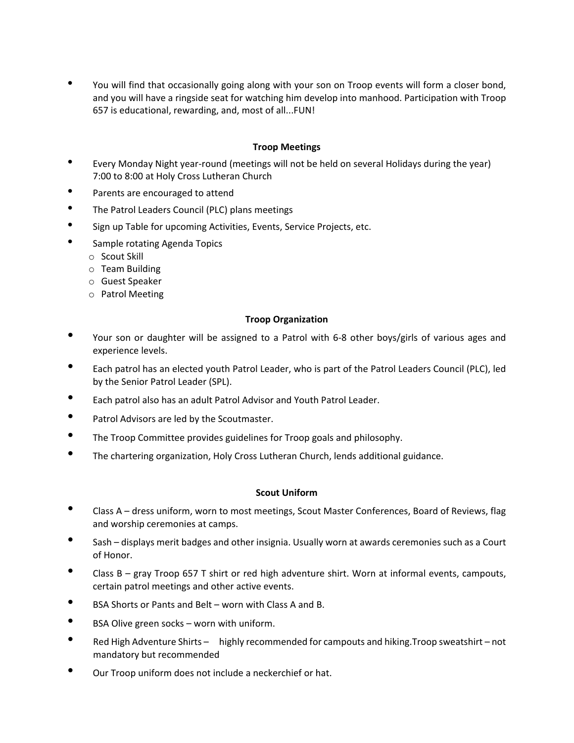- You will find that occasionally going along with your son on Troop events will form a closer bond, and you will have a ringside seat for watching him develop into manhood. Participation with Troop 657 is educational, rewarding, and, most of all...FUN!

**Troop Meetings**

- Every Monday Night year-round (meetings will not be held on several Holidays during the year) 7:00 to 8:00 at Holy Cross Lutheran Church
- Parents are encouraged to attend
- The Patrol Leaders Council (PLC) plans meetings
- Sign up Table for upcoming Activities, Events, Service Projects, etc.
- Sample rotating Agenda Topics
  - Scout Skill
  - Team Building
  - Guest Speaker
  - Patrol Meeting

**Troop Organization**

- Your son or daughter will be assigned to a Patrol with 6-8 other boys/girls of various ages and experience levels.
- Each patrol has an elected youth Patrol Leader, who is part of the Patrol Leaders Council (PLC), led by the Senior Patrol Leader (SPL).
- Each patrol also has an adult Patrol Advisor and Youth Patrol Leader.
- Patrol Advisors are led by the Scoutmaster.
- The Troop Committee provides guidelines for Troop goals and philosophy.
- The chartering organization, Holy Cross Lutheran Church, lends additional guidance.

**Scout Uniform**

- Class A – dress uniform, worn to most meetings, Scout Master Conferences, Board of Reviews, flag and worship ceremonies at camps.
- Sash – displays merit badges and other insignia. Usually worn at awards ceremonies such as a Court of Honor.
- Class B – gray Troop 657 T shirt or red high adventure shirt. Worn at informal events, campouts, certain patrol meetings and other active events.
- BSA Shorts or Pants and Belt – worn with Class A and B.
- BSA Olive green socks – worn with uniform.
- Red High Adventure Shirts – highly recommended for campouts and hiking.Troop sweatshirt – not mandatory but recommended
- Our Troop uniform does not include a neckerchief or hat.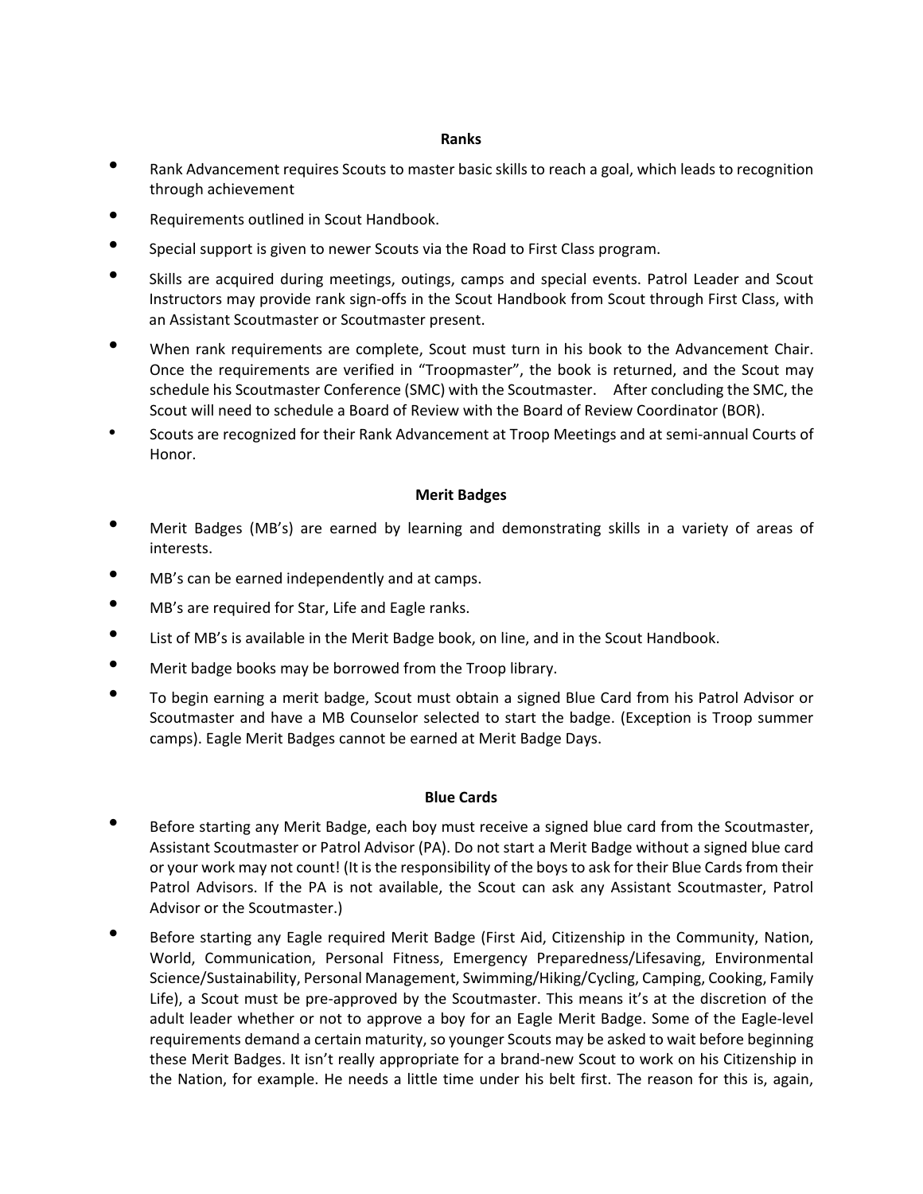## Ranks

- Rank Advancement requires Scouts to master basic skills to reach a goal, which leads to recognition through achievement
- Requirements outlined in Scout Handbook.
- Special support is given to newer Scouts via the Road to First Class program.
- Skills are acquired during meetings, outings, camps and special events. Patrol Leader and Scout Instructors may provide rank sign-offs in the Scout Handbook from Scout through First Class, with an Assistant Scoutmaster or Scoutmaster present.
- When rank requirements are complete, Scout must turn in his book to the Advancement Chair. Once the requirements are verified in "Troopmaster", the book is returned, and the Scout may schedule his Scoutmaster Conference (SMC) with the Scoutmaster. After concluding the SMC, the Scout will need to schedule a Board of Review with the Board of Review Coordinator (BOR).
- Scouts are recognized for their Rank Advancement at Troop Meetings and at semi-annual Courts of Honor.

## Merit Badges

- Merit Badges (MB's) are earned by learning and demonstrating skills in a variety of areas of interests.
- MB's can be earned independently and at camps.
- MB's are required for Star, Life and Eagle ranks.
- List of MB's is available in the Merit Badge book, on line, and in the Scout Handbook.
- Merit badge books may be borrowed from the Troop library.
- To begin earning a merit badge, Scout must obtain a signed Blue Card from his Patrol Advisor or Scoutmaster and have a MB Counselor selected to start the badge. (Exception is Troop summer camps). Eagle Merit Badges cannot be earned at Merit Badge Days.

## Blue Cards

- Before starting any Merit Badge, each boy must receive a signed blue card from the Scoutmaster, Assistant Scoutmaster or Patrol Advisor (PA). Do not start a Merit Badge without a signed blue card or your work may not count! (It is the responsibility of the boys to ask for their Blue Cards from their Patrol Advisors. If the PA is not available, the Scout can ask any Assistant Scoutmaster, Patrol Advisor or the Scoutmaster.)
- Before starting any Eagle required Merit Badge (First Aid, Citizenship in the Community, Nation, World, Communication, Personal Fitness, Emergency Preparedness/Lifesaving, Environmental Science/Sustainability, Personal Management, Swimming/Hiking/Cycling, Camping, Cooking, Family Life), a Scout must be pre-approved by the Scoutmaster. This means it's at the discretion of the adult leader whether or not to approve a boy for an Eagle Merit Badge. Some of the Eagle-level requirements demand a certain maturity, so younger Scouts may be asked to wait before beginning these Merit Badges. It isn't really appropriate for a brand-new Scout to work on his Citizenship in the Nation, for example. He needs a little time under his belt first. The reason for this is, again,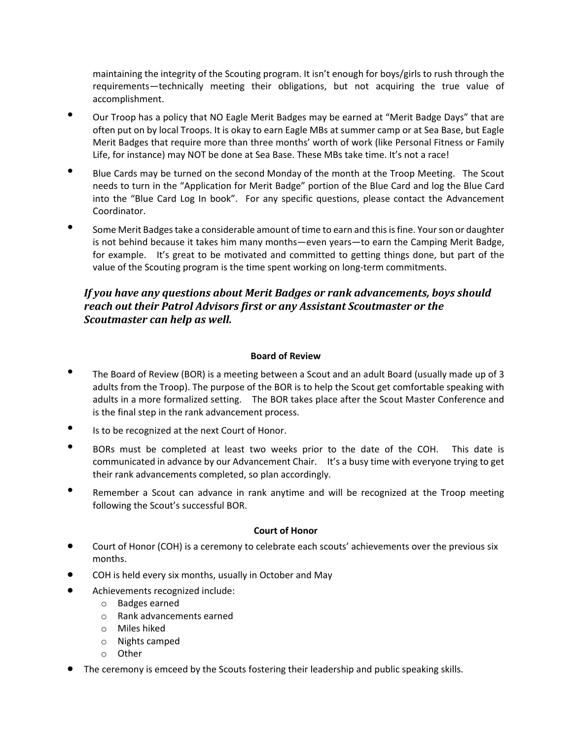maintaining the integrity of the Scouting program. It isn't enough for boys/girls to rush through the requirements—technically meeting their obligations, but not acquiring the true value of accomplishment.

- Our Troop has a policy that NO Eagle Merit Badges may be earned at "Merit Badge Days" that are often put on by local Troops. It is okay to earn Eagle MBs at summer camp or at Sea Base, but Eagle Merit Badges that require more than three months' worth of work (like Personal Fitness or Family Life, for instance) may NOT be done at Sea Base. These MBs take time. It's not a race!
- Blue Cards may be turned on the second Monday of the month at the Troop Meeting. The Scout needs to turn in the "Application for Merit Badge" portion of the Blue Card and log the Blue Card into the "Blue Card Log In book". For any specific questions, please contact the Advancement Coordinator.
- Some Merit Badges take a considerable amount of time to earn and this is fine. Your son or daughter is not behind because it takes him many months—even years—to earn the Camping Merit Badge, for example. It's great to be motivated and committed to getting things done, but part of the value of the Scouting program is the time spent working on long-term commitments.

***If you have any questions about Merit Badges or rank advancements, boys should reach out their Patrol Advisors first or any Assistant Scoutmaster or the Scoutmaster can help as well.***

**Board of Review**

- The Board of Review (BOR) is a meeting between a Scout and an adult Board (usually made up of 3 adults from the Troop). The purpose of the BOR is to help the Scout get comfortable speaking with adults in a more formalized setting. The BOR takes place after the Scout Master Conference and is the final step in the rank advancement process.
- Is to be recognized at the next Court of Honor.
- BORs must be completed at least two weeks prior to the date of the COH. This date is communicated in advance by our Advancement Chair. It's a busy time with everyone trying to get their rank advancements completed, so plan accordingly.
- Remember a Scout can advance in rank anytime and will be recognized at the Troop meeting following the Scout's successful BOR.

**Court of Honor**

- Court of Honor (COH) is a ceremony to celebrate each scouts' achievements over the previous six months.
- COH is held every six months, usually in October and May
- Achievements recognized include:
  - Badges earned
  - Rank advancements earned
  - Miles hiked
  - Nights camped
  - Other
- The ceremony is emceed by the Scouts fostering their leadership and public speaking skills.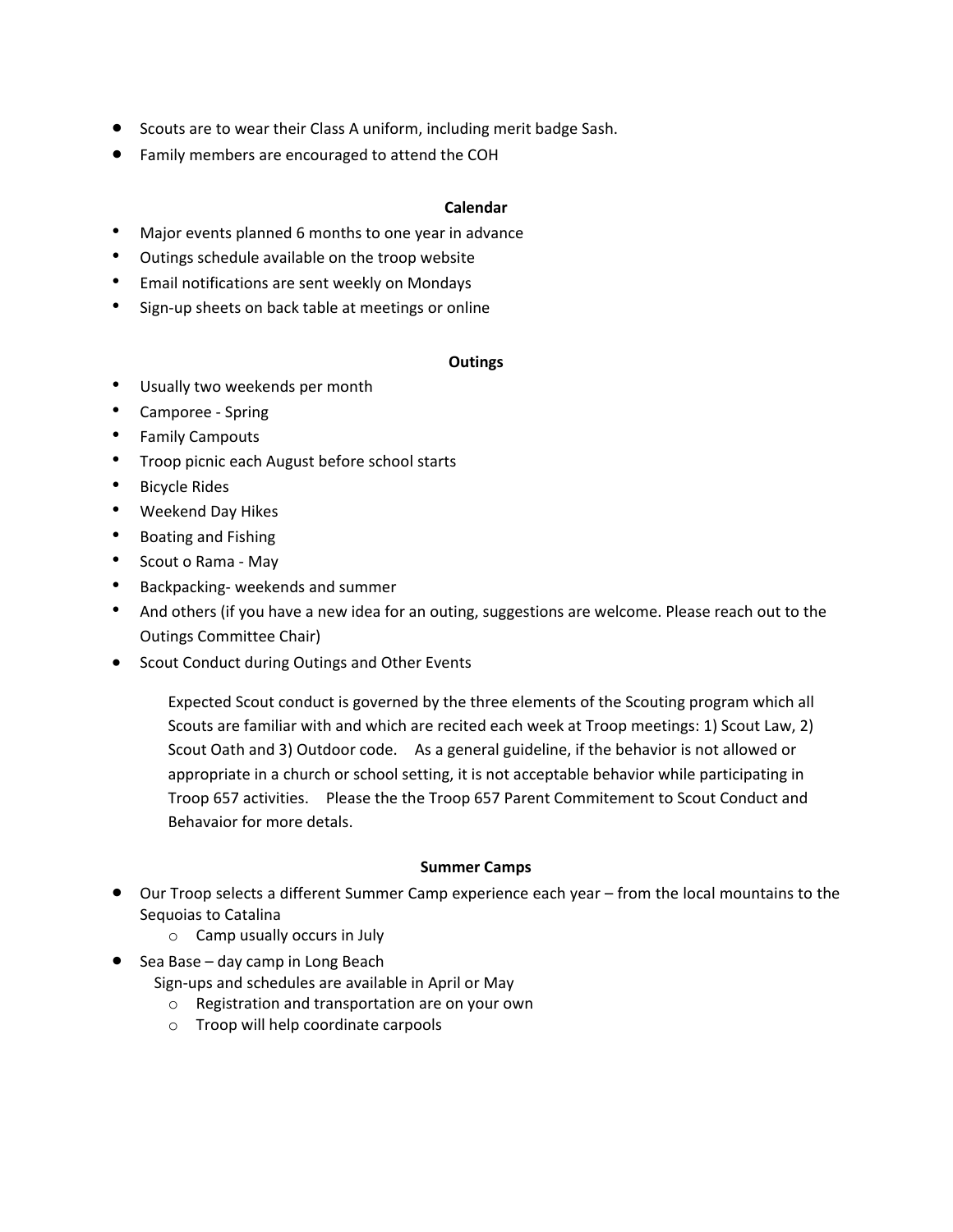- Scouts are to wear their Class A uniform, including merit badge Sash.
- Family members are encouraged to attend the COH

## Calendar

- Major events planned 6 months to one year in advance
- Outings schedule available on the troop website
- Email notifications are sent weekly on Mondays
- Sign-up sheets on back table at meetings or online

## Outings

- Usually two weekends per month
- Camporee - Spring
- Family Campouts
- Troop picnic each August before school starts
- Bicycle Rides
- Weekend Day Hikes
- Boating and Fishing
- Scout o Rama - May
- Backpacking- weekends and summer
- And others (if you have a new idea for an outing, suggestions are welcome. Please reach out to the Outings Committee Chair)
- Scout Conduct during Outings and Other Events

  Expected Scout conduct is governed by the three elements of the Scouting program which all Scouts are familiar with and which are recited each week at Troop meetings: 1) Scout Law, 2) Scout Oath and 3) Outdoor code. As a general guideline, if the behavior is not allowed or appropriate in a church or school setting, it is not acceptable behavior while participating in Troop 657 activities. Please the the Troop 657 Parent Commitement to Scout Conduct and Behavaior for more detals.

## Summer Camps

- Our Troop selects a different Summer Camp experience each year – from the local mountains to the Sequoias to Catalina
  - Camp usually occurs in July
- Sea Base – day camp in Long Beach

  Sign-ups and schedules are available in April or May
  - Registration and transportation are on your own
  - Troop will help coordinate carpools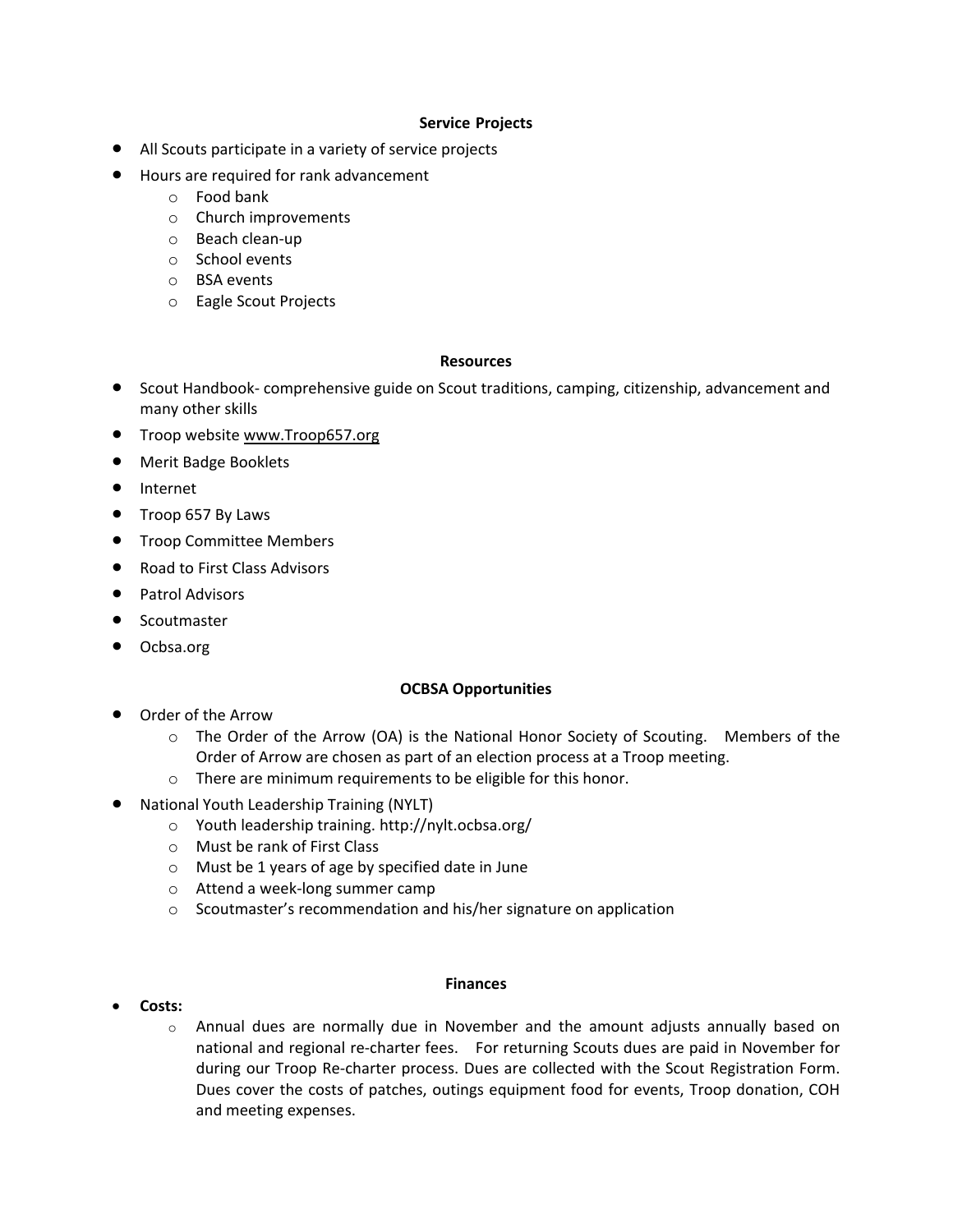## Service Projects

- All Scouts participate in a variety of service projects
- Hours are required for rank advancement
  - Food bank
  - Church improvements
  - Beach clean-up
  - School events
  - BSA events
  - Eagle Scout Projects

## Resources

- Scout Handbook- comprehensive guide on Scout traditions, camping, citizenship, advancement and many other skills
- Troop website www.Troop657.org
- Merit Badge Booklets
- Internet
- Troop 657 By Laws
- Troop Committee Members
- Road to First Class Advisors
- Patrol Advisors
- Scoutmaster
- Ocbsa.org

## OCBSA Opportunities

- Order of the Arrow
  - The Order of the Arrow (OA) is the National Honor Society of Scouting. Members of the Order of Arrow are chosen as part of an election process at a Troop meeting.
  - There are minimum requirements to be eligible for this honor.
- National Youth Leadership Training (NYLT)
  - Youth leadership training. http://nylt.ocbsa.org/
  - Must be rank of First Class
  - Must be 1 years of age by specified date in June
  - Attend a week-long summer camp
  - Scoutmaster's recommendation and his/her signature on application

## Finances

- **Costs:**
  - Annual dues are normally due in November and the amount adjusts annually based on national and regional re-charter fees. For returning Scouts dues are paid in November for during our Troop Re-charter process. Dues are collected with the Scout Registration Form. Dues cover the costs of patches, outings equipment food for events, Troop donation, COH and meeting expenses.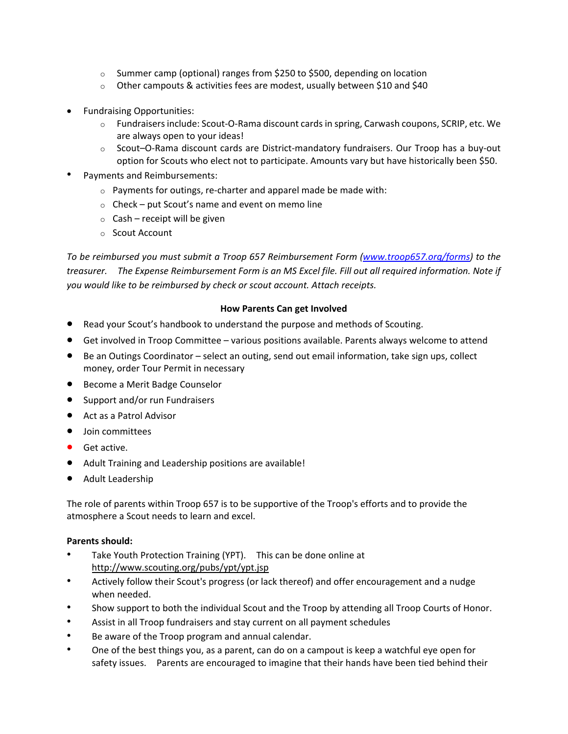- Summer camp (optional) ranges from $250 to $500, depending on location
  - Other campouts & activities fees are modest, usually between $10 and $40

- Fundraising Opportunities:
  - Fundraisers include: Scout-O-Rama discount cards in spring, Carwash coupons, SCRIP, etc. We are always open to your ideas!
  - Scout–O-Rama discount cards are District-mandatory fundraisers. Our Troop has a buy-out option for Scouts who elect not to participate. Amounts vary but have historically been $50.
- Payments and Reimbursements:
  - Payments for outings, re-charter and apparel made be made with:
  - Check – put Scout's name and event on memo line
  - Cash – receipt will be given
  - Scout Account

*To be reimbursed you must submit a Troop 657 Reimbursement Form ([www.troop657.org/forms](www.troop657.org/forms)) to the treasurer. The Expense Reimbursement Form is an MS Excel file. Fill out all required information. Note if you would like to be reimbursed by check or scout account. Attach receipts.*

**How Parents Can get Involved**

- Read your Scout's handbook to understand the purpose and methods of Scouting.
- Get involved in Troop Committee – various positions available. Parents always welcome to attend
- Be an Outings Coordinator – select an outing, send out email information, take sign ups, collect money, order Tour Permit in necessary
- Become a Merit Badge Counselor
- Support and/or run Fundraisers
- Act as a Patrol Advisor
- Join committees
- Get active.
- Adult Training and Leadership positions are available!
- Adult Leadership

The role of parents within Troop 657 is to be supportive of the Troop's efforts and to provide the atmosphere a Scout needs to learn and excel.

**Parents should:**

- Take Youth Protection Training (YPT). This can be done online at [http://www.scouting.org/pubs/ypt/ypt.jsp](http://www.scouting.org/pubs/ypt/ypt.jsp)
- Actively follow their Scout's progress (or lack thereof) and offer encouragement and a nudge when needed.
- Show support to both the individual Scout and the Troop by attending all Troop Courts of Honor.
- Assist in all Troop fundraisers and stay current on all payment schedules
- Be aware of the Troop program and annual calendar.
- One of the best things you, as a parent, can do on a campout is keep a watchful eye open for safety issues. Parents are encouraged to imagine that their hands have been tied behind their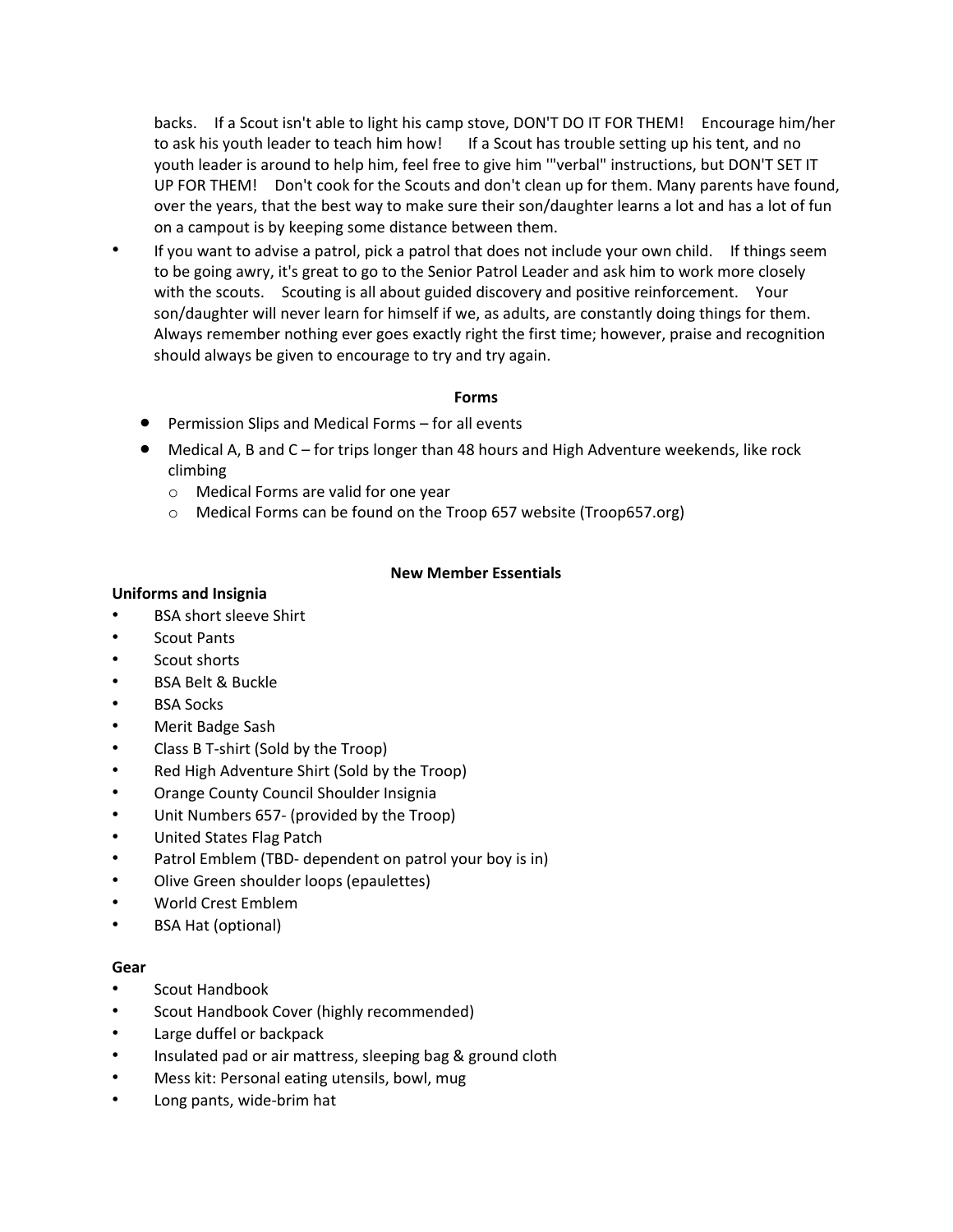backs. If a Scout isn't able to light his camp stove, DON'T DO IT FOR THEM! Encourage him/her to ask his youth leader to teach him how! If a Scout has trouble setting up his tent, and no youth leader is around to help him, feel free to give him '"verbal" instructions, but DON'T SET IT UP FOR THEM! Don't cook for the Scouts and don't clean up for them. Many parents have found, over the years, that the best way to make sure their son/daughter learns a lot and has a lot of fun on a campout is by keeping some distance between them.

- If you want to advise a patrol, pick a patrol that does not include your own child. If things seem to be going awry, it's great to go to the Senior Patrol Leader and ask him to work more closely with the scouts. Scouting is all about guided discovery and positive reinforcement. Your son/daughter will never learn for himself if we, as adults, are constantly doing things for them. Always remember nothing ever goes exactly right the first time; however, praise and recognition should always be given to encourage to try and try again.

## Forms

- Permission Slips and Medical Forms – for all events
- Medical A, B and C – for trips longer than 48 hours and High Adventure weekends, like rock climbing
  - Medical Forms are valid for one year
  - Medical Forms can be found on the Troop 657 website (Troop657.org)

## New Member Essentials

**Uniforms and Insignia**

- BSA short sleeve Shirt
- Scout Pants
- Scout shorts
- BSA Belt & Buckle
- BSA Socks
- Merit Badge Sash
- Class B T-shirt (Sold by the Troop)
- Red High Adventure Shirt (Sold by the Troop)
- Orange County Council Shoulder Insignia
- Unit Numbers 657- (provided by the Troop)
- United States Flag Patch
- Patrol Emblem (TBD- dependent on patrol your boy is in)
- Olive Green shoulder loops (epaulettes)
- World Crest Emblem
- BSA Hat (optional)

**Gear**

- Scout Handbook
- Scout Handbook Cover (highly recommended)
- Large duffel or backpack
- Insulated pad or air mattress, sleeping bag & ground cloth
- Mess kit: Personal eating utensils, bowl, mug
- Long pants, wide-brim hat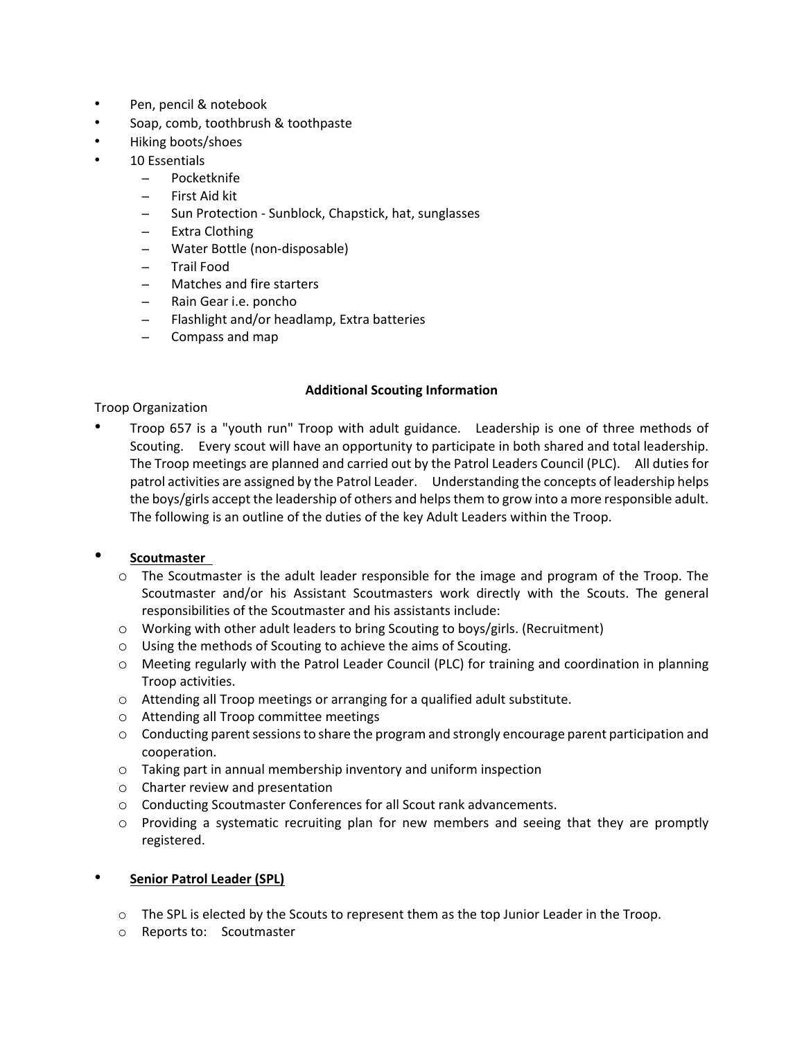- Pen, pencil & notebook
- Soap, comb, toothbrush & toothpaste
- Hiking boots/shoes
- 10 Essentials
  - Pocketknife
  - First Aid kit
  - Sun Protection - Sunblock, Chapstick, hat, sunglasses
  - Extra Clothing
  - Water Bottle (non-disposable)
  - Trail Food
  - Matches and fire starters
  - Rain Gear i.e. poncho
  - Flashlight and/or headlamp, Extra batteries
  - Compass and map

**Additional Scouting Information**

Troop Organization

- Troop 657 is a "youth run" Troop with adult guidance. Leadership is one of three methods of Scouting. Every scout will have an opportunity to participate in both shared and total leadership. The Troop meetings are planned and carried out by the Patrol Leaders Council (PLC). All duties for patrol activities are assigned by the Patrol Leader. Understanding the concepts of leadership helps the boys/girls accept the leadership of others and helps them to grow into a more responsible adult. The following is an outline of the duties of the key Adult Leaders within the Troop.

- **Scoutmaster**
  - The Scoutmaster is the adult leader responsible for the image and program of the Troop. The Scoutmaster and/or his Assistant Scoutmasters work directly with the Scouts. The general responsibilities of the Scoutmaster and his assistants include:
  - Working with other adult leaders to bring Scouting to boys/girls. (Recruitment)
  - Using the methods of Scouting to achieve the aims of Scouting.
  - Meeting regularly with the Patrol Leader Council (PLC) for training and coordination in planning Troop activities.
  - Attending all Troop meetings or arranging for a qualified adult substitute.
  - Attending all Troop committee meetings
  - Conducting parent sessions to share the program and strongly encourage parent participation and cooperation.
  - Taking part in annual membership inventory and uniform inspection
  - Charter review and presentation
  - Conducting Scoutmaster Conferences for all Scout rank advancements.
  - Providing a systematic recruiting plan for new members and seeing that they are promptly registered.

- **Senior Patrol Leader (SPL)**
  - The SPL is elected by the Scouts to represent them as the top Junior Leader in the Troop.
  - Reports to: Scoutmaster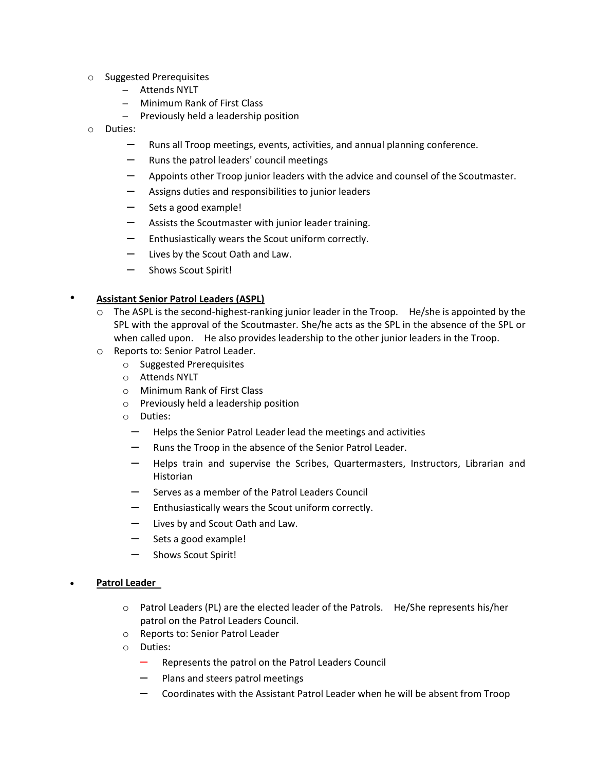- Suggested Prerequisites
  - Attends NYLT
  - Minimum Rank of First Class
  - Previously held a leadership position
- Duties:
  - Runs all Troop meetings, events, activities, and annual planning conference.
  - Runs the patrol leaders' council meetings
  - Appoints other Troop junior leaders with the advice and counsel of the Scoutmaster.
  - Assigns duties and responsibilities to junior leaders
  - Sets a good example!
  - Assists the Scoutmaster with junior leader training.
  - Enthusiastically wears the Scout uniform correctly.
  - Lives by the Scout Oath and Law.
  - Shows Scout Spirit!

- **Assistant Senior Patrol Leaders (ASPL)**
  - The ASPL is the second-highest-ranking junior leader in the Troop. He/she is appointed by the SPL with the approval of the Scoutmaster. She/he acts as the SPL in the absence of the SPL or when called upon. He also provides leadership to the other junior leaders in the Troop.
  - Reports to: Senior Patrol Leader.
    - Suggested Prerequisites
    - Attends NYLT
    - Minimum Rank of First Class
    - Previously held a leadership position
    - Duties:
      - Helps the Senior Patrol Leader lead the meetings and activities
      - Runs the Troop in the absence of the Senior Patrol Leader.
      - Helps train and supervise the Scribes, Quartermasters, Instructors, Librarian and Historian
      - Serves as a member of the Patrol Leaders Council
      - Enthusiastically wears the Scout uniform correctly.
      - Lives by and Scout Oath and Law.
      - Sets a good example!
      - Shows Scout Spirit!

- **Patrol Leader**
  - Patrol Leaders (PL) are the elected leader of the Patrols. He/She represents his/her patrol on the Patrol Leaders Council.
  - Reports to: Senior Patrol Leader
  - Duties:
    - Represents the patrol on the Patrol Leaders Council
    - Plans and steers patrol meetings
    - Coordinates with the Assistant Patrol Leader when he will be absent from Troop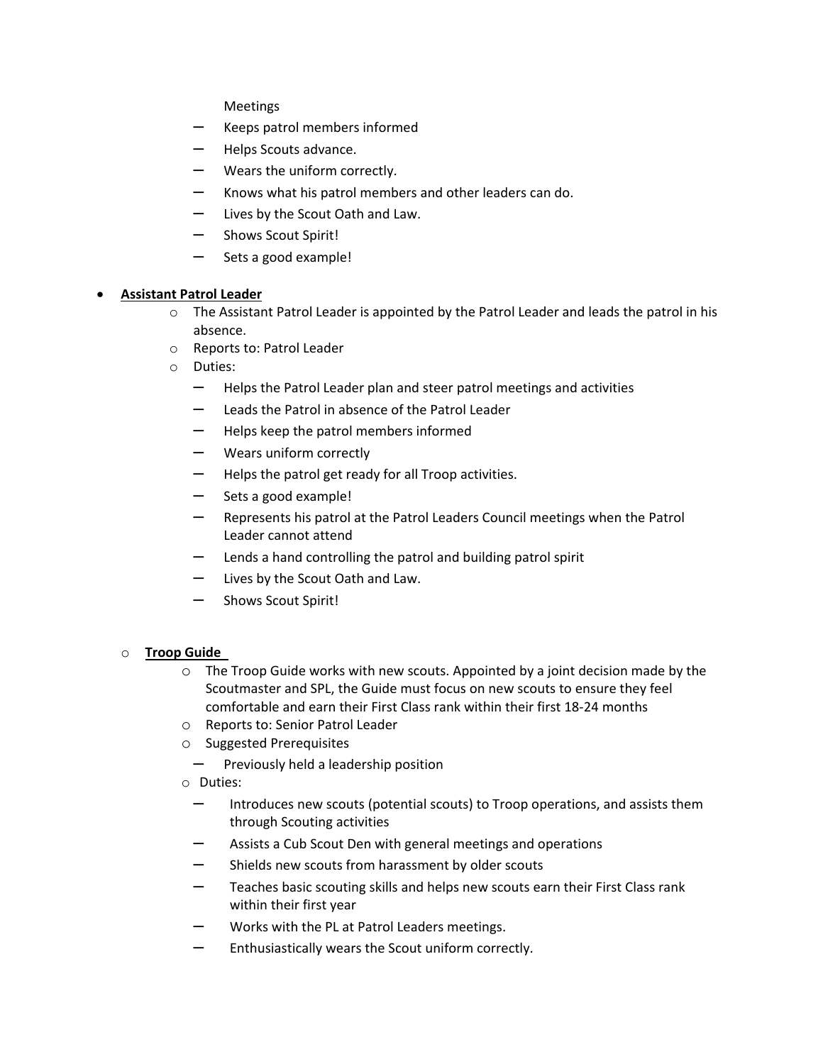Meetings

- Keeps patrol members informed
- Helps Scouts advance.
- Wears the uniform correctly.
- Knows what his patrol members and other leaders can do.
- Lives by the Scout Oath and Law.
- Shows Scout Spirit!
- Sets a good example!

- **<u>Assistant Patrol Leader</u>**
  - The Assistant Patrol Leader is appointed by the Patrol Leader and leads the patrol in his absence.
  - Reports to: Patrol Leader
  - Duties:
    - Helps the Patrol Leader plan and steer patrol meetings and activities
    - Leads the Patrol in absence of the Patrol Leader
    - Helps keep the patrol members informed
    - Wears uniform correctly
    - Helps the patrol get ready for all Troop activities.
    - Sets a good example!
    - Represents his patrol at the Patrol Leaders Council meetings when the Patrol Leader cannot attend
    - Lends a hand controlling the patrol and building patrol spirit
    - Lives by the Scout Oath and Law.
    - Shows Scout Spirit!

- **<u>Troop Guide</u>**
  - The Troop Guide works with new scouts. Appointed by a joint decision made by the Scoutmaster and SPL, the Guide must focus on new scouts to ensure they feel comfortable and earn their First Class rank within their first 18-24 months
  - Reports to: Senior Patrol Leader
  - Suggested Prerequisites
    - Previously held a leadership position
  - Duties:
    - Introduces new scouts (potential scouts) to Troop operations, and assists them through Scouting activities
    - Assists a Cub Scout Den with general meetings and operations
    - Shields new scouts from harassment by older scouts
    - Teaches basic scouting skills and helps new scouts earn their First Class rank within their first year
    - Works with the PL at Patrol Leaders meetings.
    - Enthusiastically wears the Scout uniform correctly.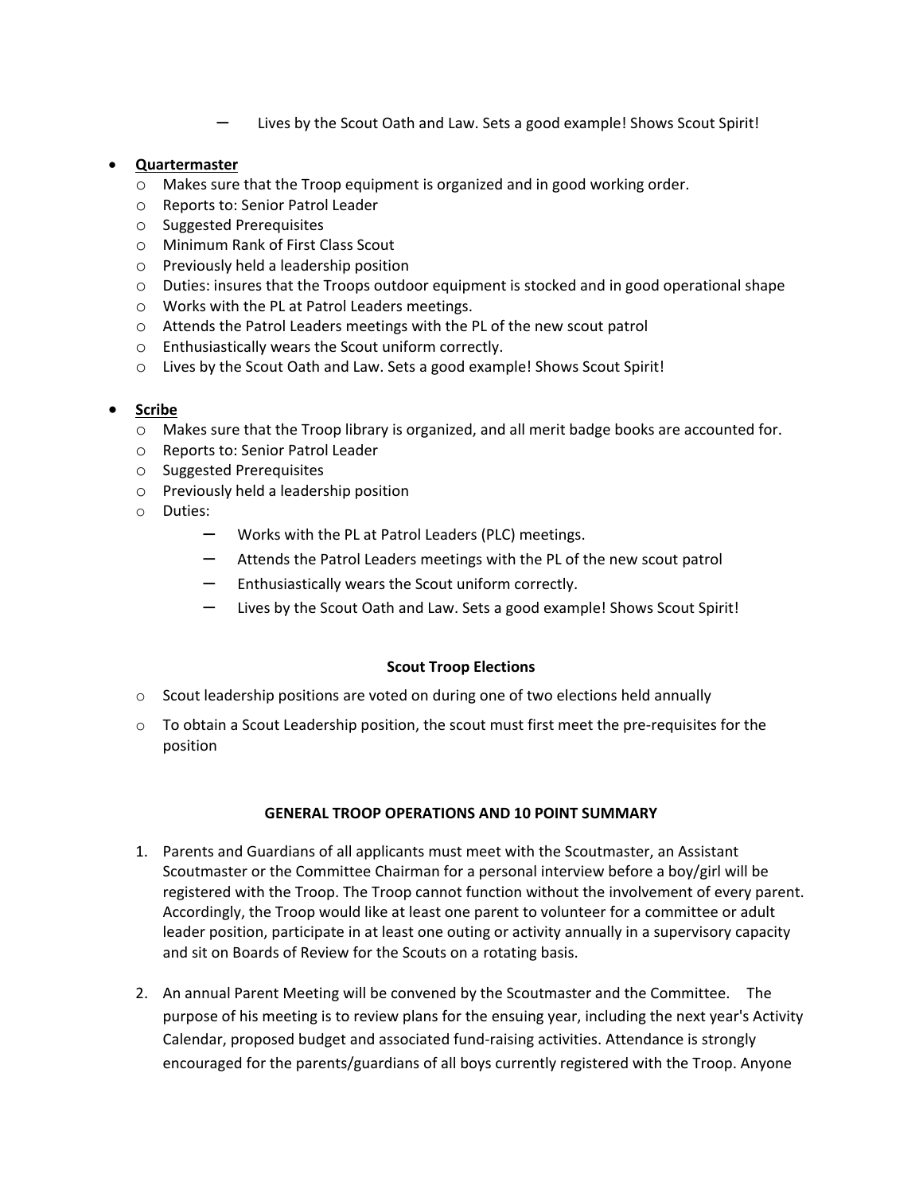- Lives by the Scout Oath and Law. Sets a good example! Shows Scout Spirit!

- **Quartermaster**
  - Makes sure that the Troop equipment is organized and in good working order.
  - Reports to: Senior Patrol Leader
  - Suggested Prerequisites
  - Minimum Rank of First Class Scout
  - Previously held a leadership position
  - Duties: insures that the Troops outdoor equipment is stocked and in good operational shape
  - Works with the PL at Patrol Leaders meetings.
  - Attends the Patrol Leaders meetings with the PL of the new scout patrol
  - Enthusiastically wears the Scout uniform correctly.
  - Lives by the Scout Oath and Law. Sets a good example! Shows Scout Spirit!

- **Scribe**
  - Makes sure that the Troop library is organized, and all merit badge books are accounted for.
  - Reports to: Senior Patrol Leader
  - Suggested Prerequisites
  - Previously held a leadership position
  - Duties:
    - Works with the PL at Patrol Leaders (PLC) meetings.
    - Attends the Patrol Leaders meetings with the PL of the new scout patrol
    - Enthusiastically wears the Scout uniform correctly.
    - Lives by the Scout Oath and Law. Sets a good example! Shows Scout Spirit!

**Scout Troop Elections**

- Scout leadership positions are voted on during one of two elections held annually
- To obtain a Scout Leadership position, the scout must first meet the pre-requisites for the position

**GENERAL TROOP OPERATIONS AND 10 POINT SUMMARY**

1. Parents and Guardians of all applicants must meet with the Scoutmaster, an Assistant Scoutmaster or the Committee Chairman for a personal interview before a boy/girl will be registered with the Troop. The Troop cannot function without the involvement of every parent. Accordingly, the Troop would like at least one parent to volunteer for a committee or adult leader position, participate in at least one outing or activity annually in a supervisory capacity and sit on Boards of Review for the Scouts on a rotating basis.

2. An annual Parent Meeting will be convened by the Scoutmaster and the Committee. The purpose of his meeting is to review plans for the ensuing year, including the next year's Activity Calendar, proposed budget and associated fund-raising activities. Attendance is strongly encouraged for the parents/guardians of all boys currently registered with the Troop. Anyone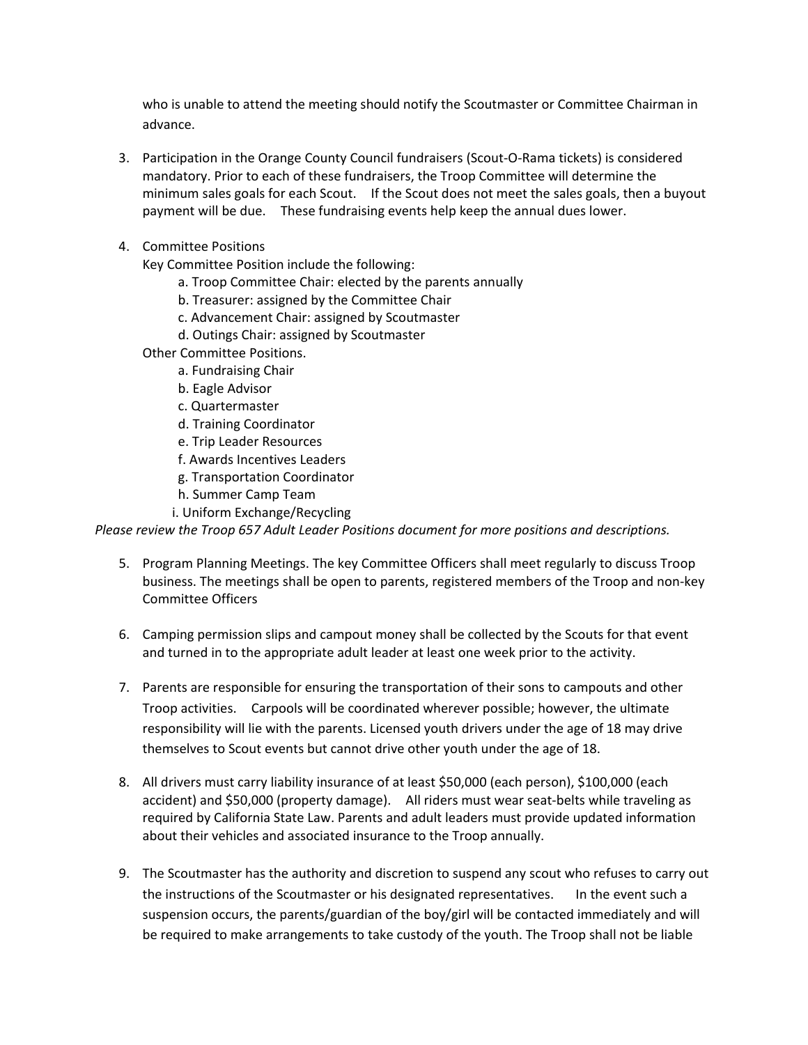who is unable to attend the meeting should notify the Scoutmaster or Committee Chairman in advance.

3. Participation in the Orange County Council fundraisers (Scout-O-Rama tickets) is considered mandatory. Prior to each of these fundraisers, the Troop Committee will determine the minimum sales goals for each Scout. If the Scout does not meet the sales goals, then a buyout payment will be due. These fundraising events help keep the annual dues lower.

4. Committee Positions

   Key Committee Position include the following:

   a. Troop Committee Chair: elected by the parents annually
   b. Treasurer: assigned by the Committee Chair
   c. Advancement Chair: assigned by Scoutmaster
   d. Outings Chair: assigned by Scoutmaster

   Other Committee Positions.

   a. Fundraising Chair
   b. Eagle Advisor
   c. Quartermaster
   d. Training Coordinator
   e. Trip Leader Resources
   f. Awards Incentives Leaders
   g. Transportation Coordinator
   h. Summer Camp Team
   i. Uniform Exchange/Recycling

*Please review the Troop 657 Adult Leader Positions document for more positions and descriptions.*

5. Program Planning Meetings. The key Committee Officers shall meet regularly to discuss Troop business. The meetings shall be open to parents, registered members of the Troop and non-key Committee Officers

6. Camping permission slips and campout money shall be collected by the Scouts for that event and turned in to the appropriate adult leader at least one week prior to the activity.

7. Parents are responsible for ensuring the transportation of their sons to campouts and other Troop activities. Carpools will be coordinated wherever possible; however, the ultimate responsibility will lie with the parents. Licensed youth drivers under the age of 18 may drive themselves to Scout events but cannot drive other youth under the age of 18.

8. All drivers must carry liability insurance of at least $50,000 (each person), $100,000 (each accident) and $50,000 (property damage). All riders must wear seat-belts while traveling as required by California State Law. Parents and adult leaders must provide updated information about their vehicles and associated insurance to the Troop annually.

9. The Scoutmaster has the authority and discretion to suspend any scout who refuses to carry out the instructions of the Scoutmaster or his designated representatives. In the event such a suspension occurs, the parents/guardian of the boy/girl will be contacted immediately and will be required to make arrangements to take custody of the youth. The Troop shall not be liable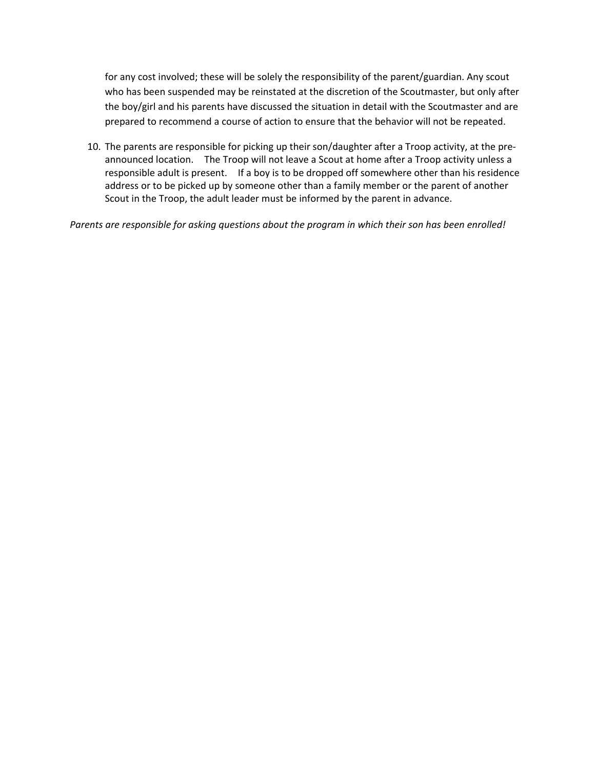for any cost involved; these will be solely the responsibility of the parent/guardian. Any scout who has been suspended may be reinstated at the discretion of the Scoutmaster, but only after the boy/girl and his parents have discussed the situation in detail with the Scoutmaster and are prepared to recommend a course of action to ensure that the behavior will not be repeated.

10. The parents are responsible for picking up their son/daughter after a Troop activity, at the pre-announced location. The Troop will not leave a Scout at home after a Troop activity unless a responsible adult is present. If a boy is to be dropped off somewhere other than his residence address or to be picked up by someone other than a family member or the parent of another Scout in the Troop, the adult leader must be informed by the parent in advance.

*Parents are responsible for asking questions about the program in which their son has been enrolled!*